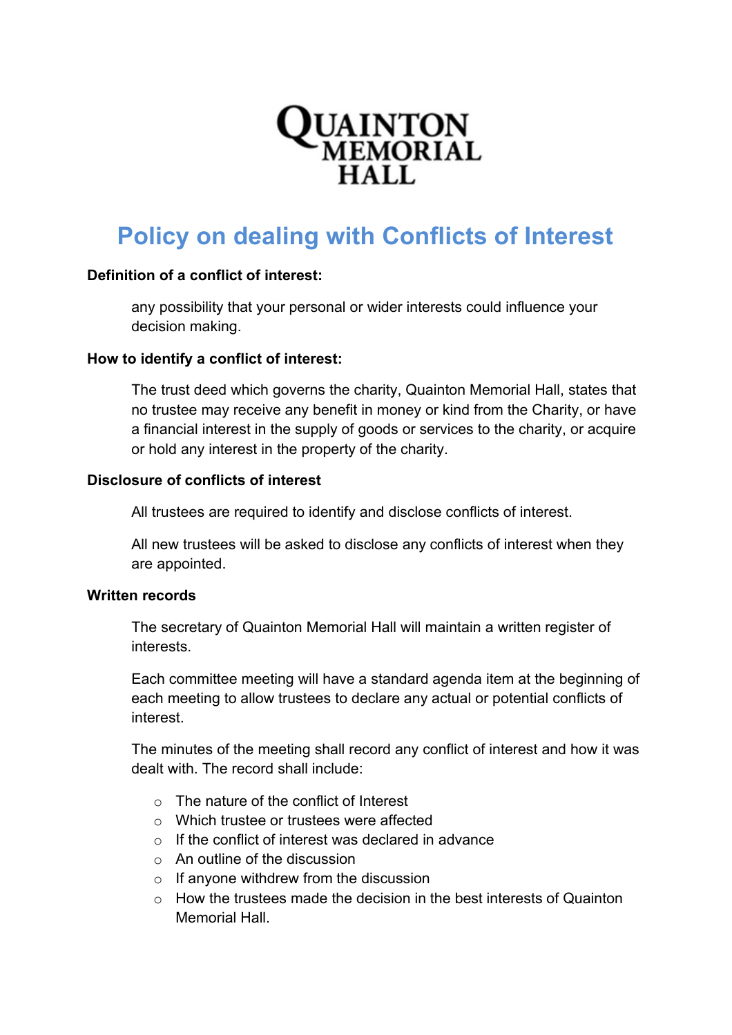QUAINTON MEMORIAL HALL

# Policy on dealing with Conflicts of Interest

**Definition of a conflict of interest:**

any possibility that your personal or wider interests could influence your decision making.

**How to identify a conflict of interest:**

The trust deed which governs the charity, Quainton Memorial Hall, states that no trustee may receive any benefit in money or kind from the Charity, or have a financial interest in the supply of goods or services to the charity, or acquire or hold any interest in the property of the charity.

**Disclosure of conflicts of interest**

All trustees are required to identify and disclose conflicts of interest.

All new trustees will be asked to disclose any conflicts of interest when they are appointed.

**Written records**

The secretary of Quainton Memorial Hall will maintain a written register of interests.

Each committee meeting will have a standard agenda item at the beginning of each meeting to allow trustees to declare any actual or potential conflicts of interest.

The minutes of the meeting shall record any conflict of interest and how it was dealt with. The record shall include:

- The nature of the conflict of Interest
- Which trustee or trustees were affected
- If the conflict of interest was declared in advance
- An outline of the discussion
- If anyone withdrew from the discussion
- How the trustees made the decision in the best interests of Quainton Memorial Hall.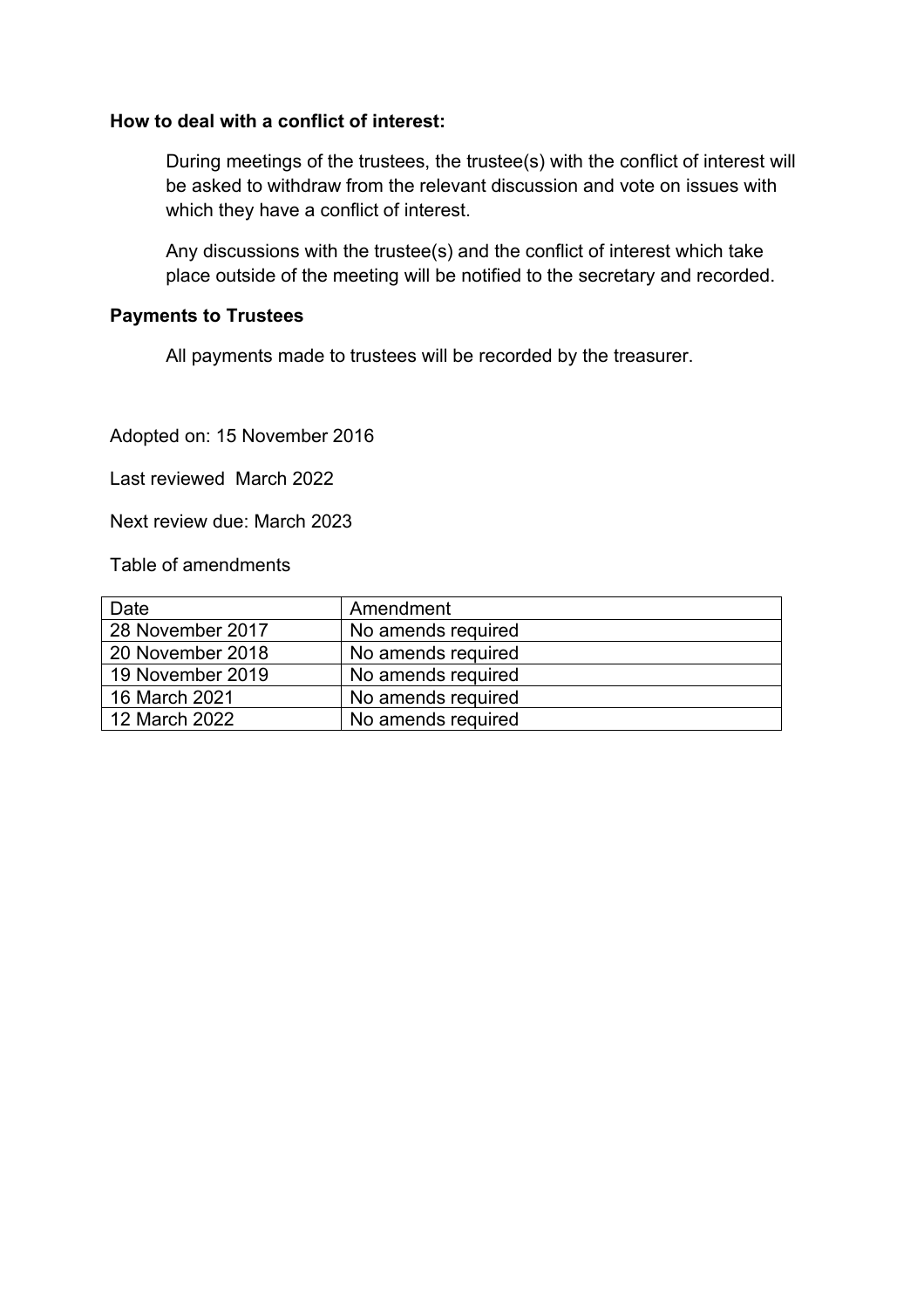**How to deal with a conflict of interest:**

During meetings of the trustees, the trustee(s) with the conflict of interest will be asked to withdraw from the relevant discussion and vote on issues with which they have a conflict of interest.

Any discussions with the trustee(s) and the conflict of interest which take place outside of the meeting will be notified to the secretary and recorded.

**Payments to Trustees**

All payments made to trustees will be recorded by the treasurer.

Adopted on: 15 November 2016

Last reviewed March 2022

Next review due: March 2023

Table of amendments

| Date | Amendment |
|---|---|
| 28 November 2017 | No amends required |
| 20 November 2018 | No amends required |
| 19 November 2019 | No amends required |
| 16 March 2021 | No amends required |
| 12 March 2022 | No amends required |